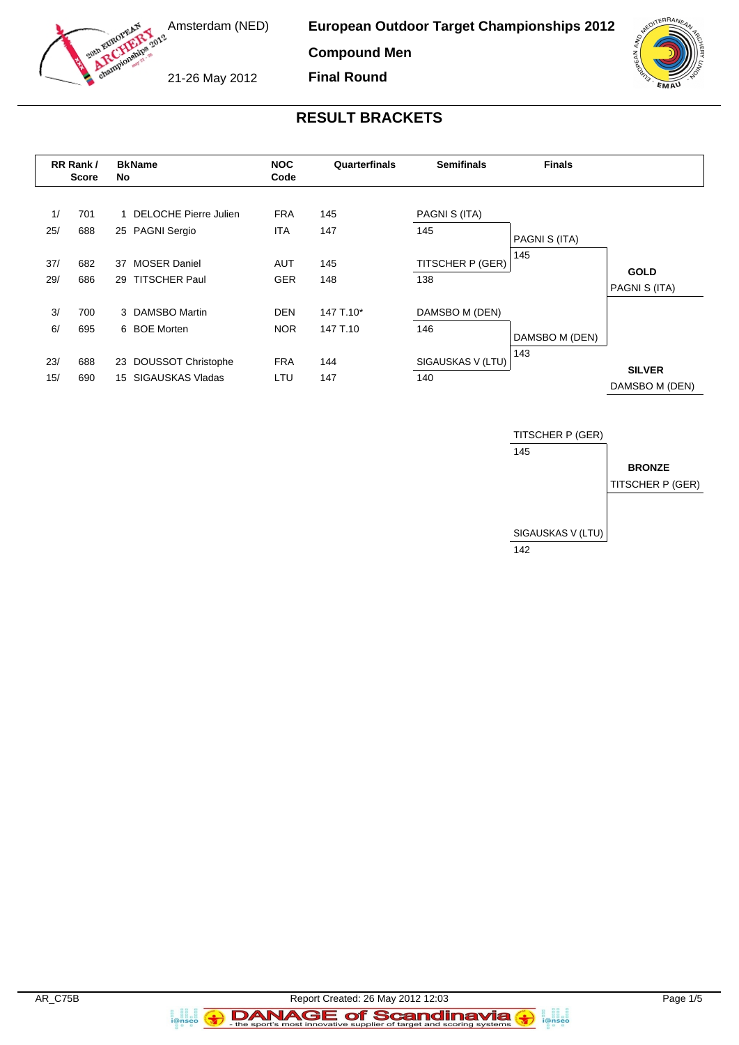Amsterdam (NED)

21-26 May 2012

# European Outdoor Target Championships 2012

## Compound Men

## Final Round

## RESULT BRACKETS

| RR Rank / Score | | BkNo | Name | NOC Code | Quarterfinals | Semifinals | Finals | |
|---|---|---|---|---|---|---|---|---|
| 1/ | 701 | 1 | DELOCHE Pierre Julien | FRA | 145 | PAGNI S (ITA) | | |
| 25/ | 688 | 25 | PAGNI Sergio | ITA | 147 | 145 | PAGNI S (ITA) | |
| | | | | | | | 145 | |
| 37/ | 682 | 37 | MOSER Daniel | AUT | 145 | TITSCHER P (GER) | | **GOLD** |
| 29/ | 686 | 29 | TITSCHER Paul | GER | 148 | 138 | | PAGNI S (ITA) |
| 3/ | 700 | 3 | DAMSBO Martin | DEN | 147 T.10* | DAMSBO M (DEN) | | |
| 6/ | 695 | 6 | BOE Morten | NOR | 147 T.10 | 146 | DAMSBO M (DEN) | |
| | | | | | | | 143 | |
| 23/ | 688 | 23 | DOUSSOT Christophe | FRA | 144 | SIGAUSKAS V (LTU) | | **SILVER** |
| 15/ | 690 | 15 | SIGAUSKAS Vladas | LTU | 147 | 140 | | DAMSBO M (DEN) |

| Bronze Match | | |
|---|---|---|
| TITSCHER P (GER) | 145 | **BRONZE** |
| | | TITSCHER P (GER) |
| SIGAUSKAS V (LTU) | 142 | |

AR_C75B

Report Created: 26 May 2012 12:03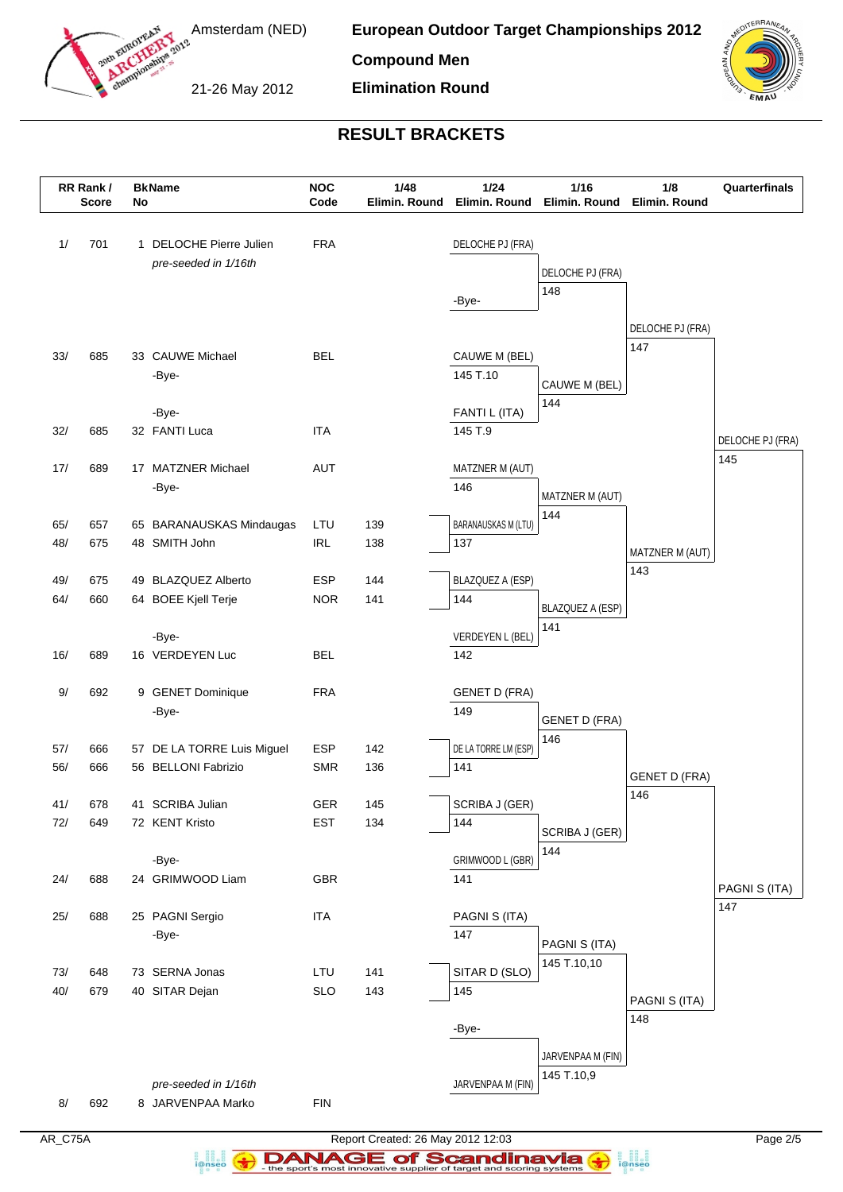# European Outdoor Target Championships 2012

**Compound Men**

**Elimination Round**

Amsterdam (NED), 21-26 May 2012

## RESULT BRACKETS

| RR Rank / Score | BkName No | | NOC Code | 1/48 Elimin. Round | 1/24 Elimin. Round | 1/16 Elimin. Round | 1/8 Elimin. Round | Quarterfinals |
|---|---|---|---|---|---|---|---|---|
| 1/ 701 | 1 | DELOCHE Pierre Julien | FRA | | DELOCHE PJ (FRA) | DELOCHE PJ (FRA) 148 | DELOCHE PJ (FRA) 147 | DELOCHE PJ (FRA) 145 |
| | | *pre-seeded in 1/16th* | | | -Bye- | | | |
| 33/ 685 | 33 | CAUWE Michael | BEL | | CAUWE M (BEL) 145 T.10 | CAUWE M (BEL) 144 | | |
| | | -Bye- | | | | | | |
| | | -Bye- | | | FANTI L (ITA) 145 T.9 | | | |
| 32/ 685 | 32 | FANTI Luca | ITA | | | | | |
| 17/ 689 | 17 | MATZNER Michael | AUT | | MATZNER M (AUT) 146 | MATZNER M (AUT) 144 | MATZNER M (AUT) 143 | |
| | | -Bye- | | | | | | |
| 65/ 657 | 65 | BARANAUSKAS Mindaugas | LTU | 139 | BARANAUSKAS M (LTU) 137 | | | |
| 48/ 675 | 48 | SMITH John | IRL | 138 | | | | |
| 49/ 675 | 49 | BLAZQUEZ Alberto | ESP | 144 | BLAZQUEZ A (ESP) 144 | BLAZQUEZ A (ESP) 141 | | |
| 64/ 660 | 64 | BOEE Kjell Terje | NOR | 141 | | | | |
| | | -Bye- | | | VERDEYEN L (BEL) 142 | | | |
| 16/ 689 | 16 | VERDEYEN Luc | BEL | | | | | |
| 9/ 692 | 9 | GENET Dominique | FRA | | GENET D (FRA) 149 | GENET D (FRA) 146 | GENET D (FRA) 146 | PAGNI S (ITA) 147 |
| | | -Bye- | | | | | | |
| 57/ 666 | 57 | DE LA TORRE Luis Miguel | ESP | 142 | DE LA TORRE LM (ESP) 141 | | | |
| 56/ 666 | 56 | BELLONI Fabrizio | SMR | 136 | | | | |
| 41/ 678 | 41 | SCRIBA Julian | GER | 145 | SCRIBA J (GER) 144 | SCRIBA J (GER) 144 | | |
| 72/ 649 | 72 | KENT Kristo | EST | 134 | | | | |
| | | -Bye- | | | GRIMWOOD L (GBR) 141 | | | |
| 24/ 688 | 24 | GRIMWOOD Liam | GBR | | | | | |
| 25/ 688 | 25 | PAGNI Sergio | ITA | | PAGNI S (ITA) 147 | PAGNI S (ITA) 145 T.10,10 | PAGNI S (ITA) 148 | |
| | | -Bye- | | | | | | |
| 73/ 648 | 73 | SERNA Jonas | LTU | 141 | SITAR D (SLO) 145 | | | |
| 40/ 679 | 40 | SITAR Dejan | SLO | 143 | | | | |
| | | | | | -Bye- | JARVENPAA M (FIN) 145 T.10,9 | | |
| | | *pre-seeded in 1/16th* | | | JARVENPAA M (FIN) | | | |
| 8/ 692 | 8 | JARVENPAA Marko | FIN | | | | | |

AR_C75A — Report Created: 26 May 2012 12:03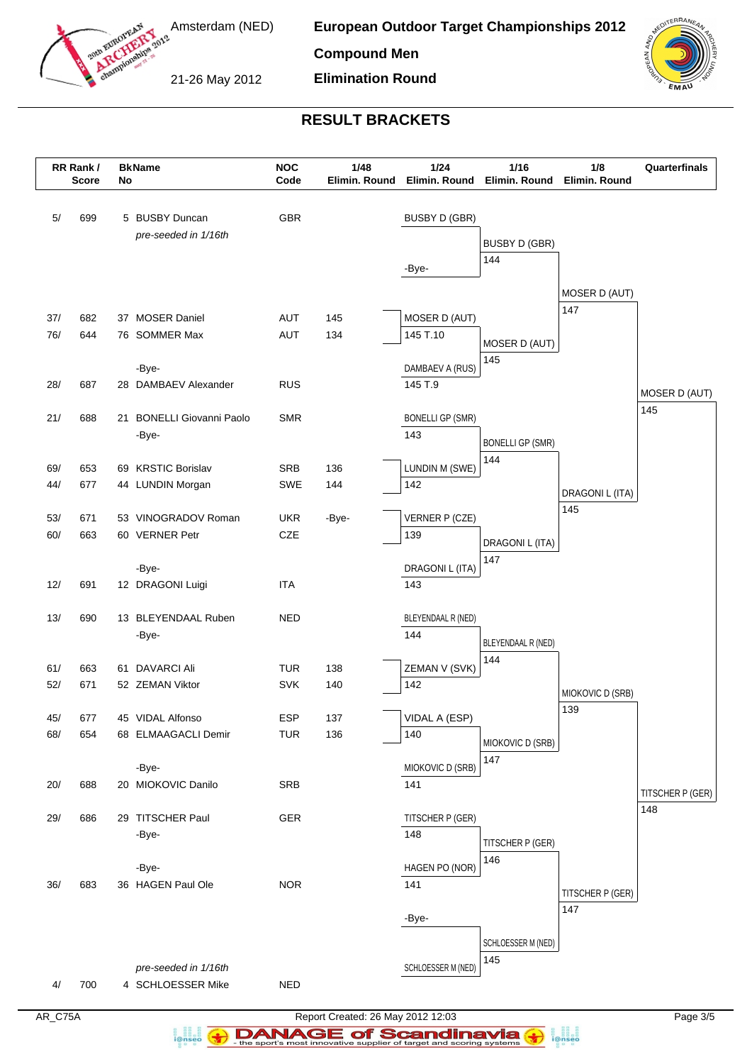# European Outdoor Target Championships 2012

Amsterdam (NED)

21-26 May 2012

**Compound Men**

**Elimination Round**

## RESULT BRACKETS

| RR Rank / Score | BkNo | Name | NOC Code | 1/48 Elimin. Round | 1/24 Elimin. Round | 1/16 Elimin. Round | 1/8 Elimin. Round | Quarterfinals |
|---|---|---|---|---|---|---|---|---|
| 5/ 699 | 5 | BUSBY Duncan | GBR | | BUSBY D (GBR) | | | |
| | | *pre-seeded in 1/16th* | | | | BUSBY D (GBR) 144 | | |
| | | | | | -Bye- | | | |
| | | | | | | | MOSER D (AUT) 147 | |
| 37/ 682 | 37 | MOSER Daniel | AUT | 145 | MOSER D (AUT) 145 T.10 | | | |
| 76/ 644 | 76 | SOMMER Max | AUT | 134 | | MOSER D (AUT) 145 | | |
| | | -Bye- | | | DAMBAEV A (RUS) 145 T.9 | | | |
| 28/ 687 | 28 | DAMBAEV Alexander | RUS | | | | | MOSER D (AUT) 145 |
| 21/ 688 | 21 | BONELLI Giovanni Paolo | SMR | | BONELLI GP (SMR) 143 | | | |
| | | -Bye- | | | | BONELLI GP (SMR) 144 | | |
| 69/ 653 | 69 | KRSTIC Borislav | SRB | 136 | LUNDIN M (SWE) 142 | | | |
| 44/ 677 | 44 | LUNDIN Morgan | SWE | 144 | | | DRAGONI L (ITA) 145 | |
| 53/ 671 | 53 | VINOGRADOV Roman | UKR | -Bye- | VERNER P (CZE) 139 | | | |
| 60/ 663 | 60 | VERNER Petr | CZE | | | DRAGONI L (ITA) 147 | | |
| | | -Bye- | | | DRAGONI L (ITA) 143 | | | |
| 12/ 691 | 12 | DRAGONI Luigi | ITA | | | | | |
| 13/ 690 | 13 | BLEYENDAAL Ruben | NED | | BLEYENDAAL R (NED) 144 | | | |
| | | -Bye- | | | | BLEYENDAAL R (NED) 144 | | |
| 61/ 663 | 61 | DAVARCI Ali | TUR | 138 | ZEMAN V (SVK) 142 | | | |
| 52/ 671 | 52 | ZEMAN Viktor | SVK | 140 | | | MIOKOVIC D (SRB) 139 | |
| 45/ 677 | 45 | VIDAL Alfonso | ESP | 137 | VIDAL A (ESP) 140 | | | |
| 68/ 654 | 68 | ELMAAGACLI Demir | TUR | 136 | | MIOKOVIC D (SRB) 147 | | |
| | | -Bye- | | | MIOKOVIC D (SRB) 141 | | | |
| 20/ 688 | 20 | MIOKOVIC Danilo | SRB | | | | | TITSCHER P (GER) 148 |
| 29/ 686 | 29 | TITSCHER Paul | GER | | TITSCHER P (GER) 148 | | | |
| | | -Bye- | | | | TITSCHER P (GER) 146 | | |
| | | -Bye- | | | HAGEN PO (NOR) 141 | | | |
| 36/ 683 | 36 | HAGEN Paul Ole | NOR | | | | TITSCHER P (GER) 147 | |
| | | | | | -Bye- | | | |
| | | | | | | SCHLOESSER M (NED) 145 | | |
| | | *pre-seeded in 1/16th* | | | SCHLOESSER M (NED) | | | |
| 4/ 700 | 4 | SCHLOESSER Mike | NED | | | | | |

AR_C75A — Report Created: 26 May 2012 12:03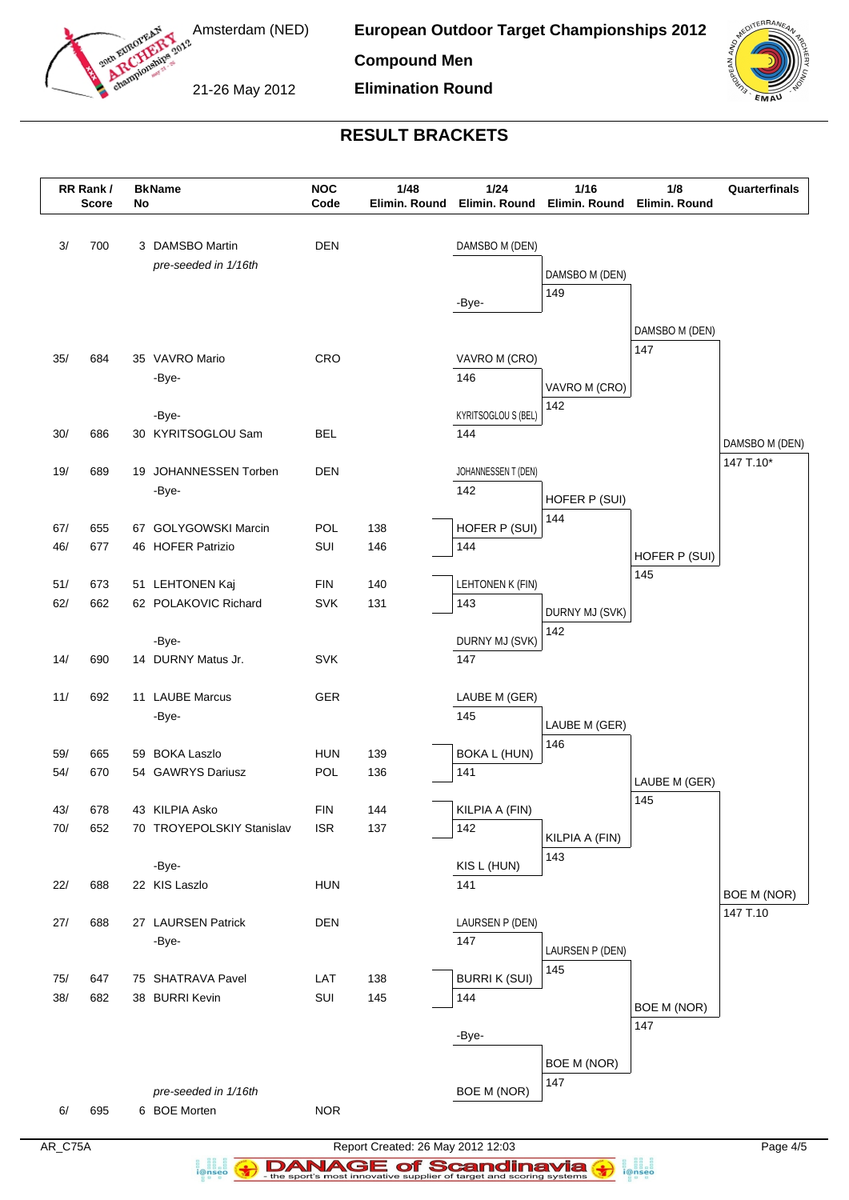# European Outdoor Target Championships 2012

## Compound Men

## Elimination Round

Amsterdam (NED)

21-26 May 2012

## RESULT BRACKETS

| RR Rank / Score | BkName No | Name | NOC Code | 1/48 Elimin. Round | 1/24 Elimin. Round | 1/16 Elimin. Round | 1/8 Elimin. Round | Quarterfinals |
|---|---|---|---|---|---|---|---|---|
| 3/ 700 | 3 | DAMSBO Martin *(pre-seeded in 1/16th)* | DEN | | DAMSBO M (DEN) | DAMSBO M (DEN) 149 | DAMSBO M (DEN) 147 | DAMSBO M (DEN) 147 T.10* |
| | | -Bye- | | | -Bye- | | | |
| 35/ 684 | 35 | VAVRO Mario | CRO | | VAVRO M (CRO) 146 | VAVRO M (CRO) 142 | | |
| | | -Bye- | | | | | | |
| | | -Bye- | | | | | | |
| 30/ 686 | 30 | KYRITSOGLOU Sam | BEL | | KYRITSOGLOU S (BEL) 144 | | | |
| 19/ 689 | 19 | JOHANNESSEN Torben | DEN | | JOHANNESSEN T (DEN) 142 | HOFER P (SUI) 144 | HOFER P (SUI) 145 | |
| | | -Bye- | | | | | | |
| 67/ 655 | 67 | GOLYGOWSKI Marcin | POL | 138 | HOFER P (SUI) 144 | | | |
| 46/ 677 | 46 | HOFER Patrizio | SUI | 146 | | | | |
| 51/ 673 | 51 | LEHTONEN Kaj | FIN | 140 | LEHTONEN K (FIN) 143 | DURNY MJ (SVK) 142 | | |
| 62/ 662 | 62 | POLAKOVIC Richard | SVK | 131 | | | | |
| | | -Bye- | | | | | | |
| 14/ 690 | 14 | DURNY Matus Jr. | SVK | | DURNY MJ (SVK) 147 | | | |
| 11/ 692 | 11 | LAUBE Marcus | GER | | LAUBE M (GER) 145 | LAUBE M (GER) 146 | LAUBE M (GER) 145 | BOE M (NOR) 147 T.10 |
| | | -Bye- | | | | | | |
| 59/ 665 | 59 | BOKA Laszlo | HUN | 139 | BOKA L (HUN) 141 | | | |
| 54/ 670 | 54 | GAWRYS Dariusz | POL | 136 | | | | |
| 43/ 678 | 43 | KILPIA Asko | FIN | 144 | KILPIA A (FIN) 142 | KILPIA A (FIN) 143 | | |
| 70/ 652 | 70 | TROYEPOLSKIY Stanislav | ISR | 137 | | | | |
| | | -Bye- | | | | | | |
| 22/ 688 | 22 | KIS Laszlo | HUN | | KIS L (HUN) 141 | | | |
| 27/ 688 | 27 | LAURSEN Patrick | DEN | | LAURSEN P (DEN) 147 | LAURSEN P (DEN) 145 | BOE M (NOR) 147 | |
| | | -Bye- | | | | | | |
| 75/ 647 | 75 | SHATRAVA Pavel | LAT | 138 | BURRI K (SUI) 144 | | | |
| 38/ 682 | 38 | BURRI Kevin | SUI | 145 | | | | |
| | | | | | -Bye- | BOE M (NOR) 147 | | |
| 6/ 695 | 6 | BOE Morten *(pre-seeded in 1/16th)* | NOR | | BOE M (NOR) | | | |

AR_C75A — Report Created: 26 May 2012 12:03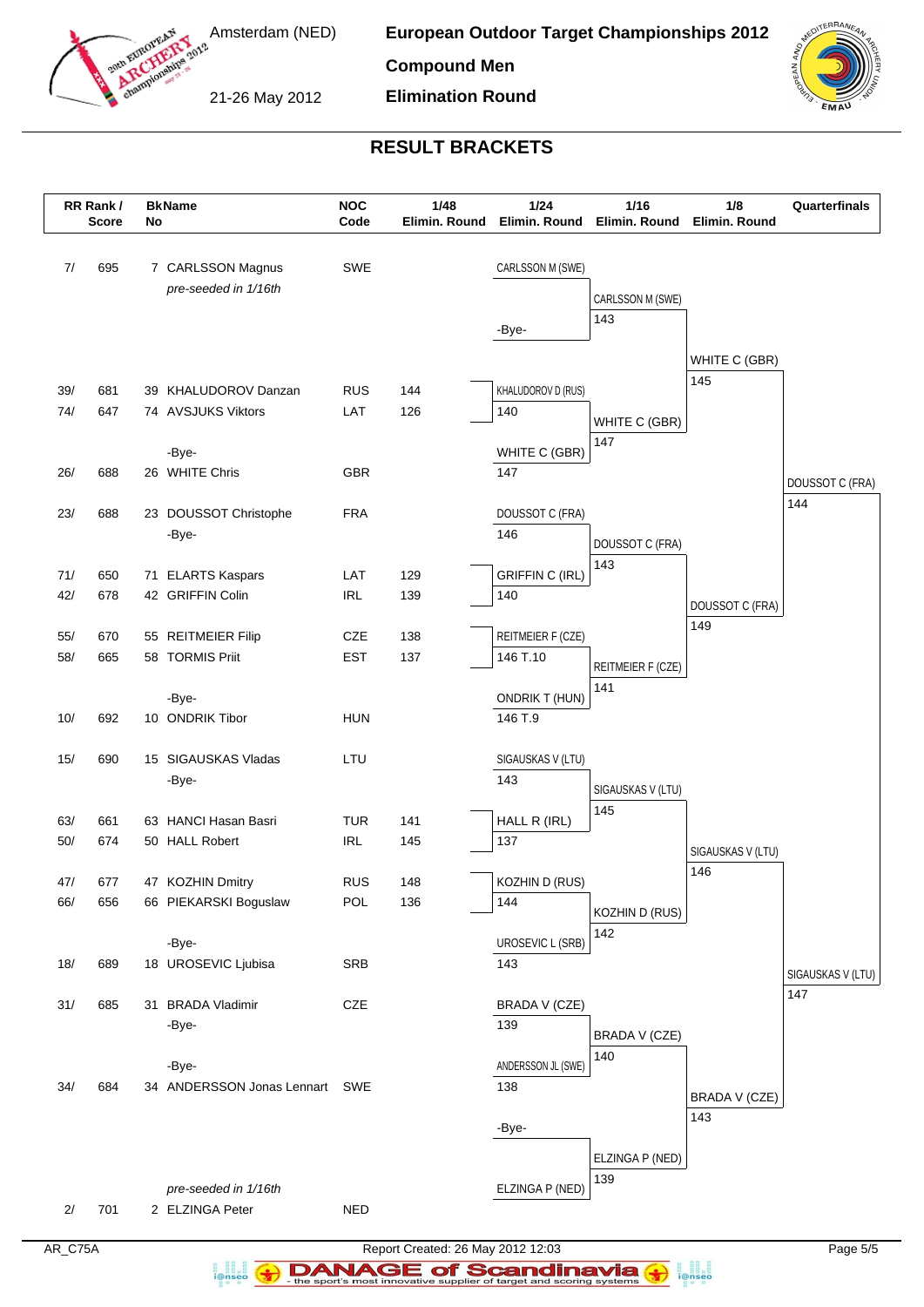Amsterdam (NED)

21-26 May 2012

**European Outdoor Target Championships 2012**

**Compound Men**

**Elimination Round**

## RESULT BRACKETS

| RR Rank / Score | | BkNo | Name | NOC Code | 1/48 Elimin. Round | 1/24 Elimin. Round | 1/16 Elimin. Round | 1/8 Elimin. Round | Quarterfinals |
|---|---|---|---|---|---|---|---|---|---|
| 7/ | 695 | 7 | CARLSSON Magnus | SWE | | CARLSSON M (SWE) | | | |
| | | | *pre-seeded in 1/16th* | | | | CARLSSON M (SWE) 143 | | |
| | | | | | | -Bye- | | | |
| | | | | | | | | WHITE C (GBR) 145 | |
| 39/ | 681 | 39 | KHALUDOROV Danzan | RUS | 144 | KHALUDOROV D (RUS) | | | |
| 74/ | 647 | 74 | AVSJUKS Viktors | LAT | 126 | 140 | | | |
| | | | | | | | WHITE C (GBR) 147 | | |
| | | | -Bye- | | | WHITE C (GBR) | | | |
| 26/ | 688 | 26 | WHITE Chris | GBR | | 147 | | | |
| | | | | | | | | | DOUSSOT C (FRA) 144 |
| 23/ | 688 | 23 | DOUSSOT Christophe | FRA | | DOUSSOT C (FRA) | | | |
| | | | -Bye- | | | 146 | | | |
| | | | | | | | DOUSSOT C (FRA) 143 | | |
| 71/ | 650 | 71 | ELARTS Kaspars | LAT | 129 | GRIFFIN C (IRL) | | | |
| 42/ | 678 | 42 | GRIFFIN Colin | IRL | 139 | 140 | | | |
| | | | | | | | | DOUSSOT C (FRA) 149 | |
| 55/ | 670 | 55 | REITMEIER Filip | CZE | 138 | REITMEIER F (CZE) | | | |
| 58/ | 665 | 58 | TORMIS Priit | EST | 137 | 146 T.10 | | | |
| | | | | | | | REITMEIER F (CZE) 141 | | |
| | | | -Bye- | | | ONDRIK T (HUN) | | | |
| 10/ | 692 | 10 | ONDRIK Tibor | HUN | | 146 T.9 | | | |
| 15/ | 690 | 15 | SIGAUSKAS Vladas | LTU | | SIGAUSKAS V (LTU) | | | |
| | | | -Bye- | | | 143 | | | |
| | | | | | | | SIGAUSKAS V (LTU) 145 | | |
| 63/ | 661 | 63 | HANCI Hasan Basri | TUR | 141 | HALL R (IRL) | | | |
| 50/ | 674 | 50 | HALL Robert | IRL | 145 | 137 | | | |
| | | | | | | | | SIGAUSKAS V (LTU) 146 | |
| 47/ | 677 | 47 | KOZHIN Dmitry | RUS | 148 | KOZHIN D (RUS) | | | |
| 66/ | 656 | 66 | PIEKARSKI Boguslaw | POL | 136 | 144 | | | |
| | | | | | | | KOZHIN D (RUS) 142 | | |
| | | | -Bye- | | | UROSEVIC L (SRB) | | | |
| 18/ | 689 | 18 | UROSEVIC Ljubisa | SRB | | 143 | | | |
| | | | | | | | | | SIGAUSKAS V (LTU) 147 |
| 31/ | 685 | 31 | BRADA Vladimir | CZE | | BRADA V (CZE) | | | |
| | | | -Bye- | | | 139 | | | |
| | | | | | | | BRADA V (CZE) 140 | | |
| | | | -Bye- | | | ANDERSSON JL (SWE) | | | |
| 34/ | 684 | 34 | ANDERSSON Jonas Lennart | SWE | | 138 | | | |
| | | | | | | | | BRADA V (CZE) 143 | |
| | | | | | | -Bye- | | | |
| | | | | | | | ELZINGA P (NED) 139 | | |
| | | | *pre-seeded in 1/16th* | | | ELZINGA P (NED) | | | |
| 2/ | 701 | 2 | ELZINGA Peter | NED | | | | | |

AR_C75A — Report Created: 26 May 2012 12:03